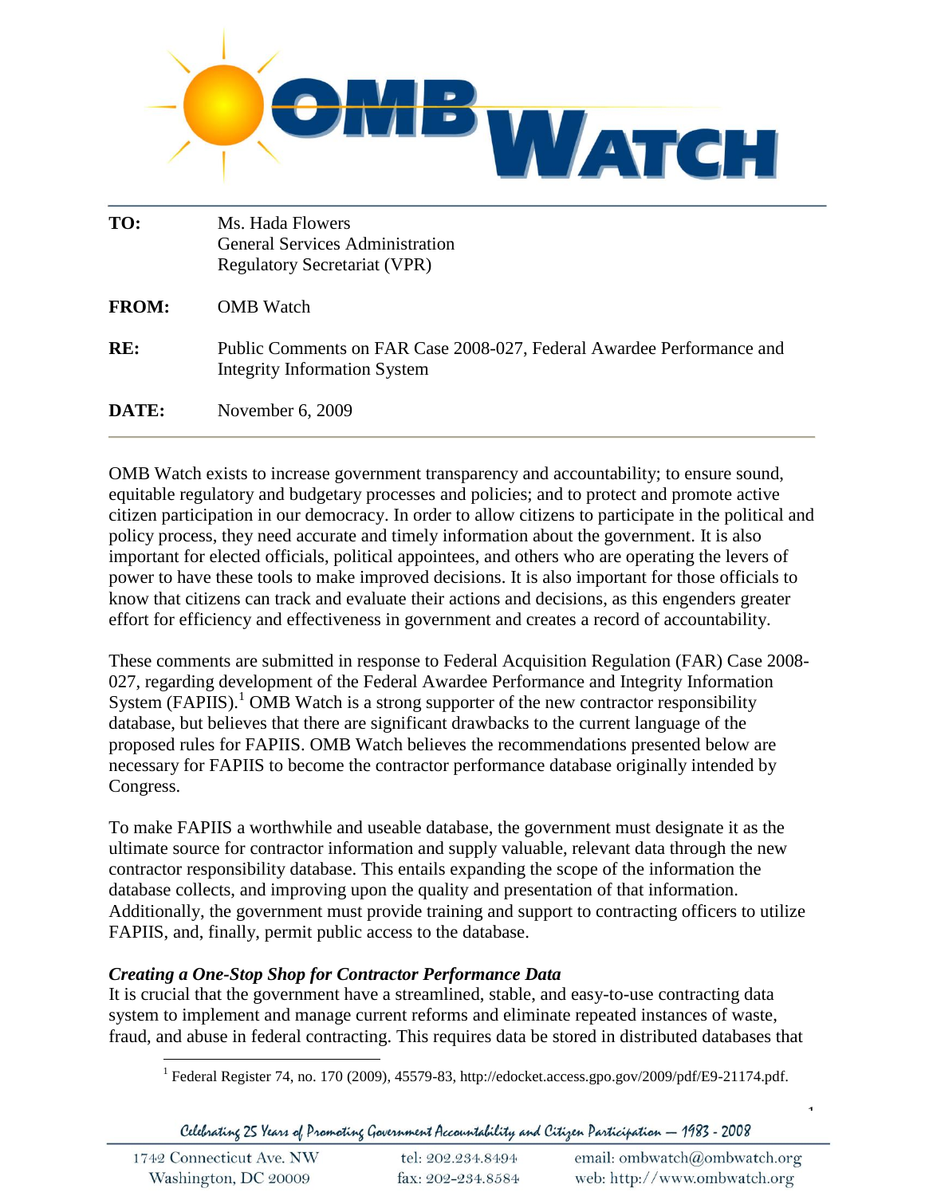| | |
|---|---|
| **TO:** | Ms. Hada Flowers<br>General Services Administration<br>Regulatory Secretariat (VPR) |
| **FROM:** | OMB Watch |
| **RE:** | Public Comments on FAR Case 2008-027, Federal Awardee Performance and Integrity Information System |
| **DATE:** | November 6, 2009 |

OMB Watch exists to increase government transparency and accountability; to ensure sound, equitable regulatory and budgetary processes and policies; and to protect and promote active citizen participation in our democracy. In order to allow citizens to participate in the political and policy process, they need accurate and timely information about the government. It is also important for elected officials, political appointees, and others who are operating the levers of power to have these tools to make improved decisions. It is also important for those officials to know that citizens can track and evaluate their actions and decisions, as this engenders greater effort for efficiency and effectiveness in government and creates a record of accountability.

These comments are submitted in response to Federal Acquisition Regulation (FAR) Case 2008-027, regarding development of the Federal Awardee Performance and Integrity Information System (FAPIIS).[1] OMB Watch is a strong supporter of the new contractor responsibility database, but believes that there are significant drawbacks to the current language of the proposed rules for FAPIIS. OMB Watch believes the recommendations presented below are necessary for FAPIIS to become the contractor performance database originally intended by Congress.

To make FAPIIS a worthwhile and useable database, the government must designate it as the ultimate source for contractor information and supply valuable, relevant data through the new contractor responsibility database. This entails expanding the scope of the information the database collects, and improving upon the quality and presentation of that information. Additionally, the government must provide training and support to contracting officers to utilize FAPIIS, and, finally, permit public access to the database.

***Creating a One-Stop Shop for Contractor Performance Data***

It is crucial that the government have a streamlined, stable, and easy-to-use contracting data system to implement and manage current reforms and eliminate repeated instances of waste, fraud, and abuse in federal contracting. This requires data be stored in distributed databases that

[1] Federal Register 74, no. 170 (2009), 45579-83, http://edocket.access.gpo.gov/2009/pdf/E9-21174.pdf.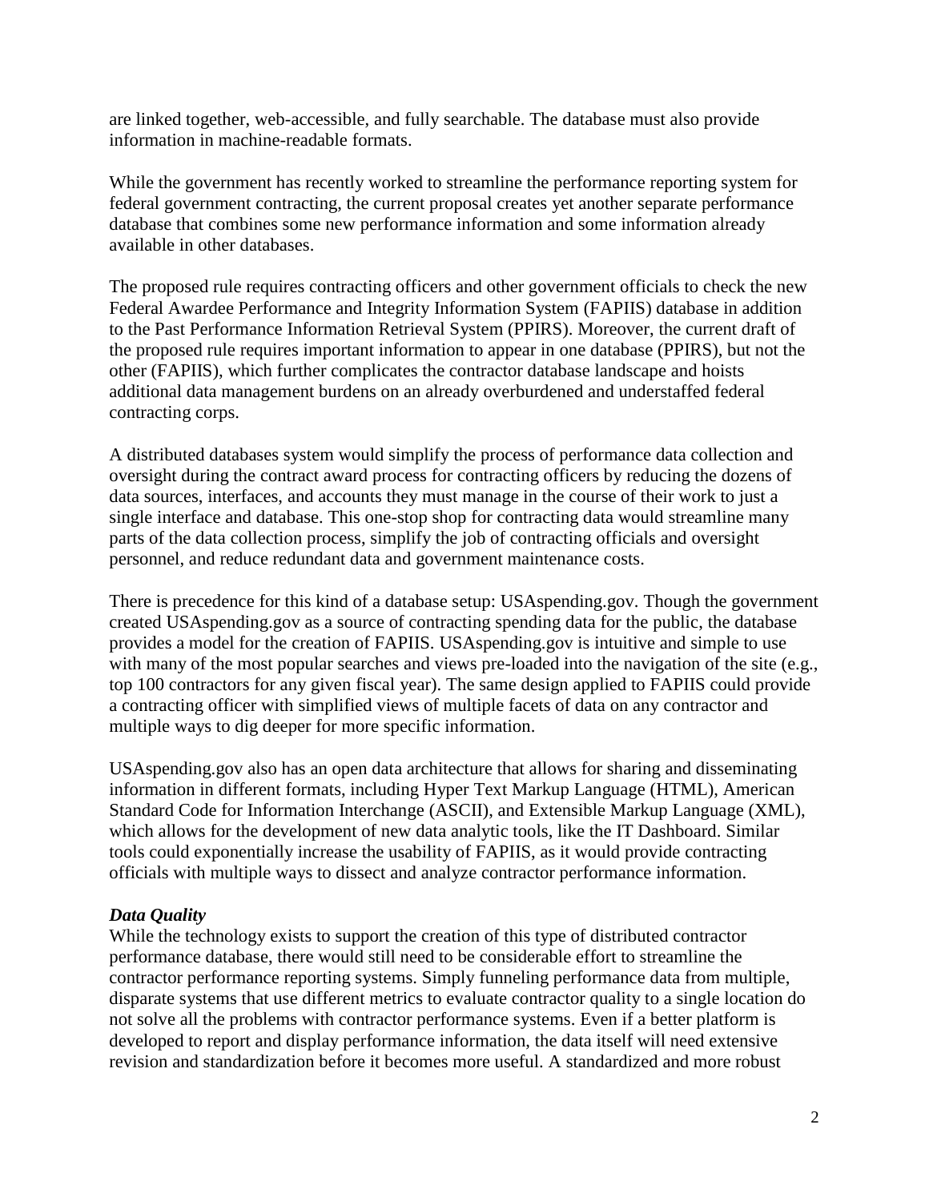are linked together, web-accessible, and fully searchable. The database must also provide information in machine-readable formats.

While the government has recently worked to streamline the performance reporting system for federal government contracting, the current proposal creates yet another separate performance database that combines some new performance information and some information already available in other databases.

The proposed rule requires contracting officers and other government officials to check the new Federal Awardee Performance and Integrity Information System (FAPIIS) database in addition to the Past Performance Information Retrieval System (PPIRS). Moreover, the current draft of the proposed rule requires important information to appear in one database (PPIRS), but not the other (FAPIIS), which further complicates the contractor database landscape and hoists additional data management burdens on an already overburdened and understaffed federal contracting corps.

A distributed databases system would simplify the process of performance data collection and oversight during the contract award process for contracting officers by reducing the dozens of data sources, interfaces, and accounts they must manage in the course of their work to just a single interface and database. This one-stop shop for contracting data would streamline many parts of the data collection process, simplify the job of contracting officials and oversight personnel, and reduce redundant data and government maintenance costs.

There is precedence for this kind of a database setup: USAspending.gov. Though the government created USAspending.gov as a source of contracting spending data for the public, the database provides a model for the creation of FAPIIS. USAspending.gov is intuitive and simple to use with many of the most popular searches and views pre-loaded into the navigation of the site (e.g., top 100 contractors for any given fiscal year). The same design applied to FAPIIS could provide a contracting officer with simplified views of multiple facets of data on any contractor and multiple ways to dig deeper for more specific information.

USAspending.gov also has an open data architecture that allows for sharing and disseminating information in different formats, including Hyper Text Markup Language (HTML), American Standard Code for Information Interchange (ASCII), and Extensible Markup Language (XML), which allows for the development of new data analytic tools, like the IT Dashboard. Similar tools could exponentially increase the usability of FAPIIS, as it would provide contracting officials with multiple ways to dissect and analyze contractor performance information.

***Data Quality***

While the technology exists to support the creation of this type of distributed contractor performance database, there would still need to be considerable effort to streamline the contractor performance reporting systems. Simply funneling performance data from multiple, disparate systems that use different metrics to evaluate contractor quality to a single location do not solve all the problems with contractor performance systems. Even if a better platform is developed to report and display performance information, the data itself will need extensive revision and standardization before it becomes more useful. A standardized and more robust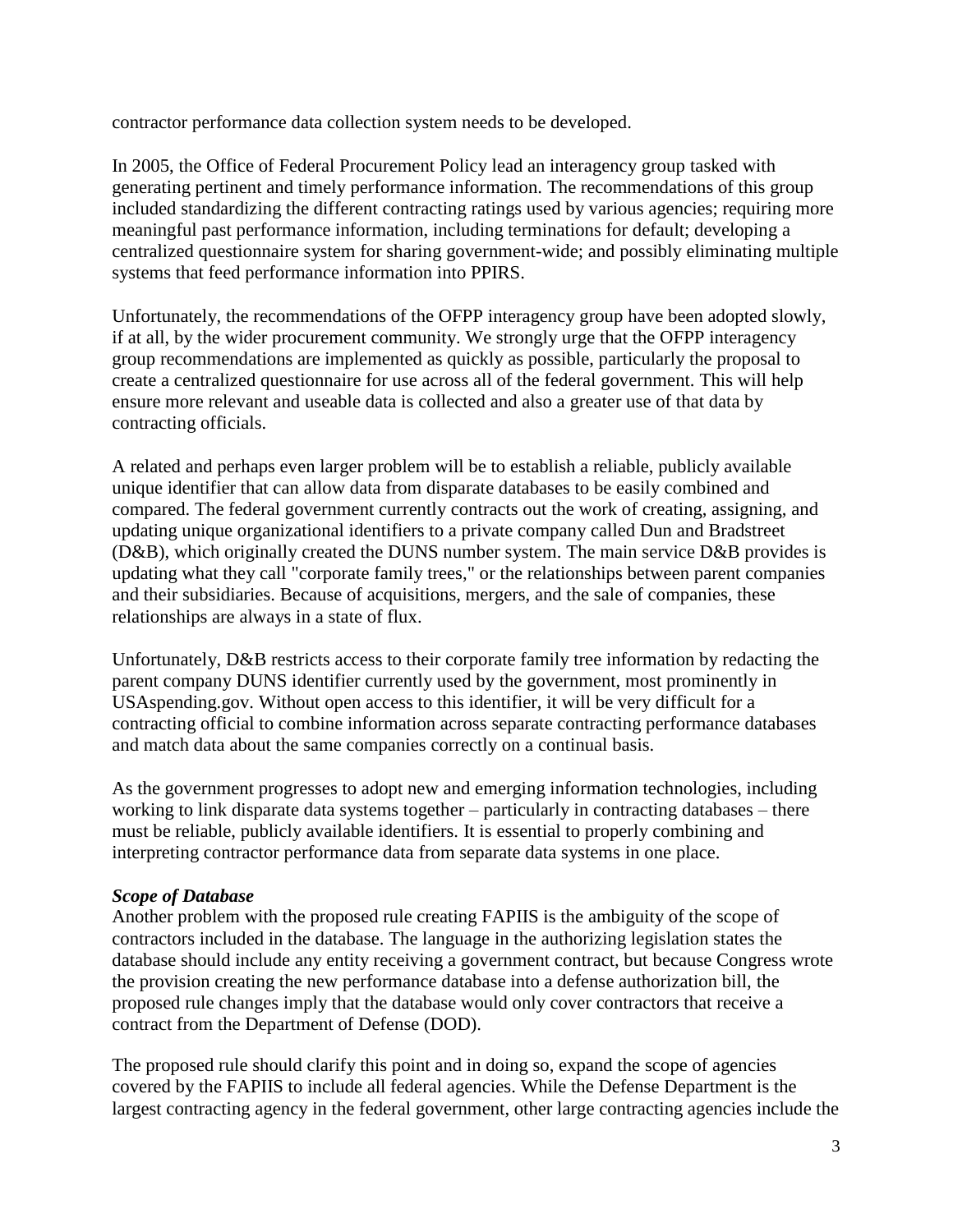contractor performance data collection system needs to be developed.

In 2005, the Office of Federal Procurement Policy lead an interagency group tasked with generating pertinent and timely performance information. The recommendations of this group included standardizing the different contracting ratings used by various agencies; requiring more meaningful past performance information, including terminations for default; developing a centralized questionnaire system for sharing government-wide; and possibly eliminating multiple systems that feed performance information into PPIRS.

Unfortunately, the recommendations of the OFPP interagency group have been adopted slowly, if at all, by the wider procurement community. We strongly urge that the OFPP interagency group recommendations are implemented as quickly as possible, particularly the proposal to create a centralized questionnaire for use across all of the federal government. This will help ensure more relevant and useable data is collected and also a greater use of that data by contracting officials.

A related and perhaps even larger problem will be to establish a reliable, publicly available unique identifier that can allow data from disparate databases to be easily combined and compared. The federal government currently contracts out the work of creating, assigning, and updating unique organizational identifiers to a private company called Dun and Bradstreet (D&B), which originally created the DUNS number system. The main service D&B provides is updating what they call "corporate family trees," or the relationships between parent companies and their subsidiaries. Because of acquisitions, mergers, and the sale of companies, these relationships are always in a state of flux.

Unfortunately, D&B restricts access to their corporate family tree information by redacting the parent company DUNS identifier currently used by the government, most prominently in USAspending.gov. Without open access to this identifier, it will be very difficult for a contracting official to combine information across separate contracting performance databases and match data about the same companies correctly on a continual basis.

As the government progresses to adopt new and emerging information technologies, including working to link disparate data systems together – particularly in contracting databases – there must be reliable, publicly available identifiers. It is essential to properly combining and interpreting contractor performance data from separate data systems in one place.

***Scope of Database***

Another problem with the proposed rule creating FAPIIS is the ambiguity of the scope of contractors included in the database. The language in the authorizing legislation states the database should include any entity receiving a government contract, but because Congress wrote the provision creating the new performance database into a defense authorization bill, the proposed rule changes imply that the database would only cover contractors that receive a contract from the Department of Defense (DOD).

The proposed rule should clarify this point and in doing so, expand the scope of agencies covered by the FAPIIS to include all federal agencies. While the Defense Department is the largest contracting agency in the federal government, other large contracting agencies include the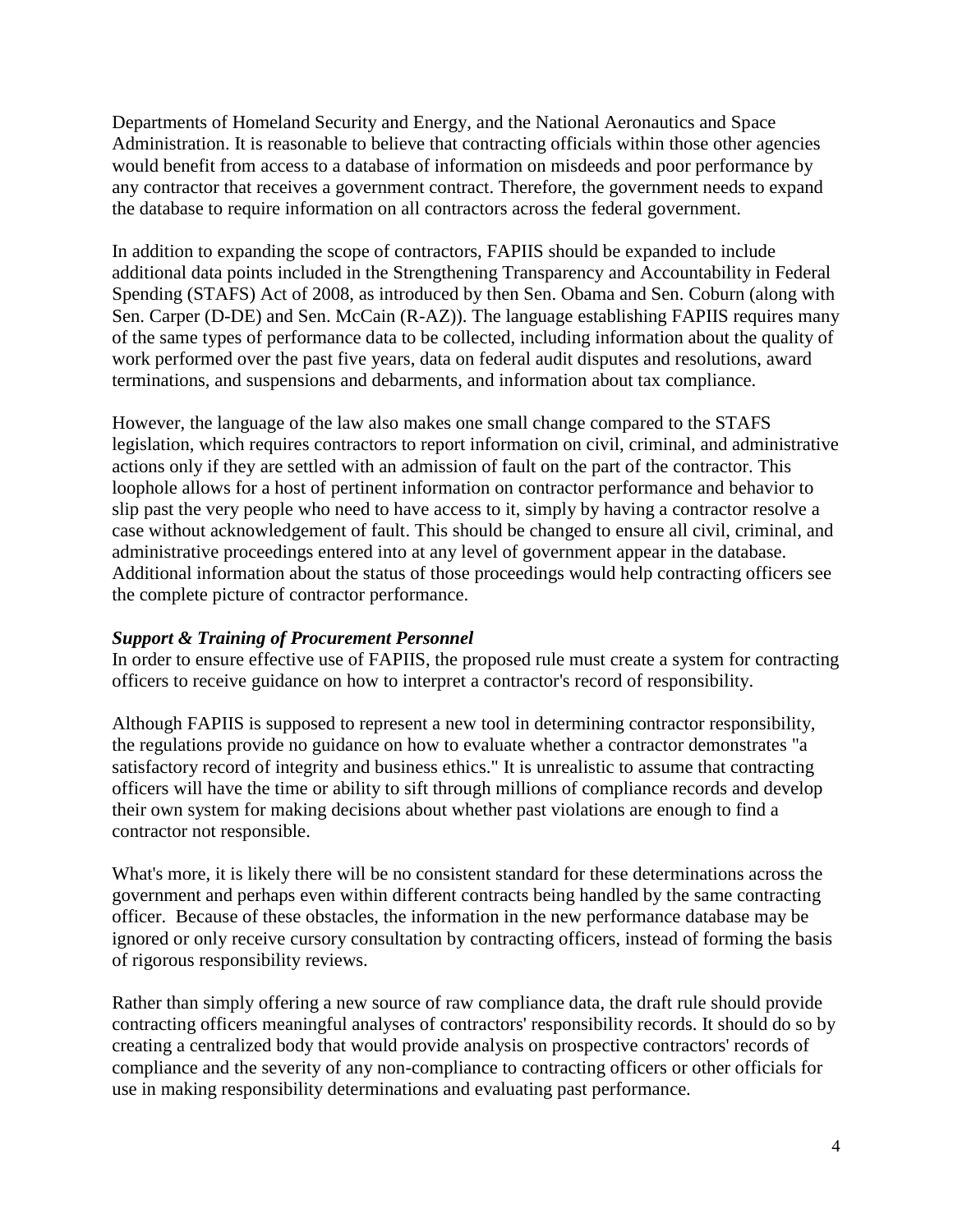Departments of Homeland Security and Energy, and the National Aeronautics and Space Administration. It is reasonable to believe that contracting officials within those other agencies would benefit from access to a database of information on misdeeds and poor performance by any contractor that receives a government contract. Therefore, the government needs to expand the database to require information on all contractors across the federal government.

In addition to expanding the scope of contractors, FAPIIS should be expanded to include additional data points included in the Strengthening Transparency and Accountability in Federal Spending (STAFS) Act of 2008, as introduced by then Sen. Obama and Sen. Coburn (along with Sen. Carper (D-DE) and Sen. McCain (R-AZ)). The language establishing FAPIIS requires many of the same types of performance data to be collected, including information about the quality of work performed over the past five years, data on federal audit disputes and resolutions, award terminations, and suspensions and debarments, and information about tax compliance.

However, the language of the law also makes one small change compared to the STAFS legislation, which requires contractors to report information on civil, criminal, and administrative actions only if they are settled with an admission of fault on the part of the contractor. This loophole allows for a host of pertinent information on contractor performance and behavior to slip past the very people who need to have access to it, simply by having a contractor resolve a case without acknowledgement of fault. This should be changed to ensure all civil, criminal, and administrative proceedings entered into at any level of government appear in the database. Additional information about the status of those proceedings would help contracting officers see the complete picture of contractor performance.

***Support & Training of Procurement Personnel***

In order to ensure effective use of FAPIIS, the proposed rule must create a system for contracting officers to receive guidance on how to interpret a contractor's record of responsibility.

Although FAPIIS is supposed to represent a new tool in determining contractor responsibility, the regulations provide no guidance on how to evaluate whether a contractor demonstrates "a satisfactory record of integrity and business ethics." It is unrealistic to assume that contracting officers will have the time or ability to sift through millions of compliance records and develop their own system for making decisions about whether past violations are enough to find a contractor not responsible.

What's more, it is likely there will be no consistent standard for these determinations across the government and perhaps even within different contracts being handled by the same contracting officer. Because of these obstacles, the information in the new performance database may be ignored or only receive cursory consultation by contracting officers, instead of forming the basis of rigorous responsibility reviews.

Rather than simply offering a new source of raw compliance data, the draft rule should provide contracting officers meaningful analyses of contractors' responsibility records. It should do so by creating a centralized body that would provide analysis on prospective contractors' records of compliance and the severity of any non-compliance to contracting officers or other officials for use in making responsibility determinations and evaluating past performance.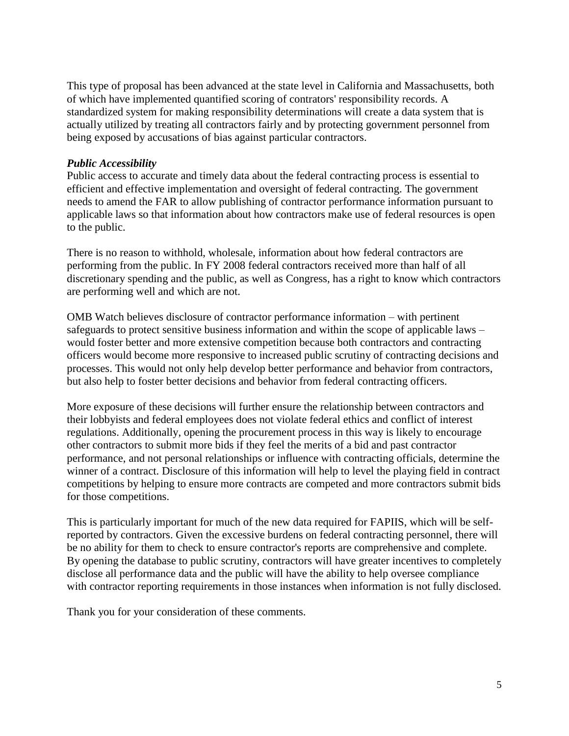This type of proposal has been advanced at the state level in California and Massachusetts, both of which have implemented quantified scoring of contrators' responsibility records. A standardized system for making responsibility determinations will create a data system that is actually utilized by treating all contractors fairly and by protecting government personnel from being exposed by accusations of bias against particular contractors.

***Public Accessibility***

Public access to accurate and timely data about the federal contracting process is essential to efficient and effective implementation and oversight of federal contracting. The government needs to amend the FAR to allow publishing of contractor performance information pursuant to applicable laws so that information about how contractors make use of federal resources is open to the public.

There is no reason to withhold, wholesale, information about how federal contractors are performing from the public. In FY 2008 federal contractors received more than half of all discretionary spending and the public, as well as Congress, has a right to know which contractors are performing well and which are not.

OMB Watch believes disclosure of contractor performance information – with pertinent safeguards to protect sensitive business information and within the scope of applicable laws – would foster better and more extensive competition because both contractors and contracting officers would become more responsive to increased public scrutiny of contracting decisions and processes. This would not only help develop better performance and behavior from contractors, but also help to foster better decisions and behavior from federal contracting officers.

More exposure of these decisions will further ensure the relationship between contractors and their lobbyists and federal employees does not violate federal ethics and conflict of interest regulations. Additionally, opening the procurement process in this way is likely to encourage other contractors to submit more bids if they feel the merits of a bid and past contractor performance, and not personal relationships or influence with contracting officials, determine the winner of a contract. Disclosure of this information will help to level the playing field in contract competitions by helping to ensure more contracts are competed and more contractors submit bids for those competitions.

This is particularly important for much of the new data required for FAPIIS, which will be self-reported by contractors. Given the excessive burdens on federal contracting personnel, there will be no ability for them to check to ensure contractor's reports are comprehensive and complete. By opening the database to public scrutiny, contractors will have greater incentives to completely disclose all performance data and the public will have the ability to help oversee compliance with contractor reporting requirements in those instances when information is not fully disclosed.

Thank you for your consideration of these comments.